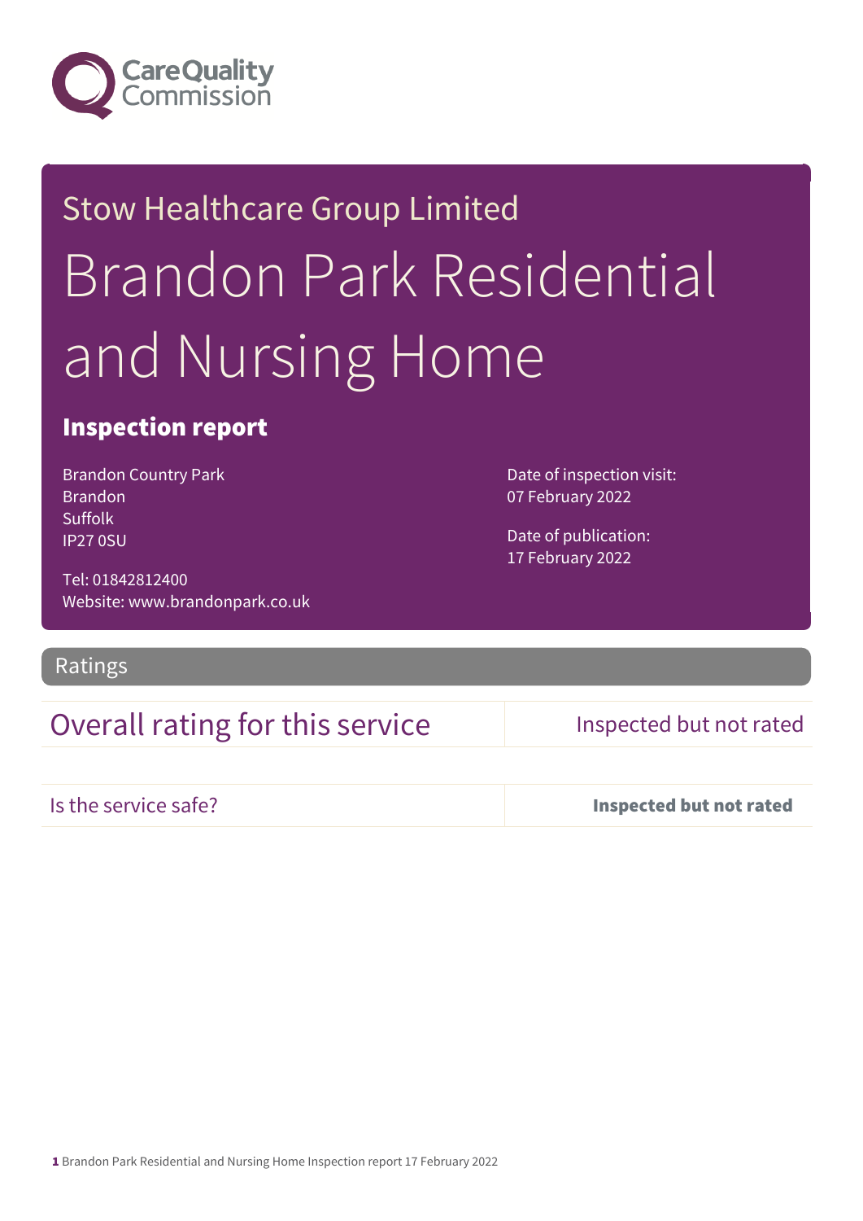Stow Healthcare Group Limited

# Brandon Park Residential and Nursing Home

## Inspection report

Brandon Country Park
Brandon
Suffolk
IP27 0SU

Tel: 01842812400
Website: www.brandonpark.co.uk

Date of inspection visit:
07 February 2022

Date of publication:
17 February 2022

## Ratings

| | |
|---|---|
| Overall rating for this service | Inspected but not rated |
| Is the service safe? | **Inspected but not rated** |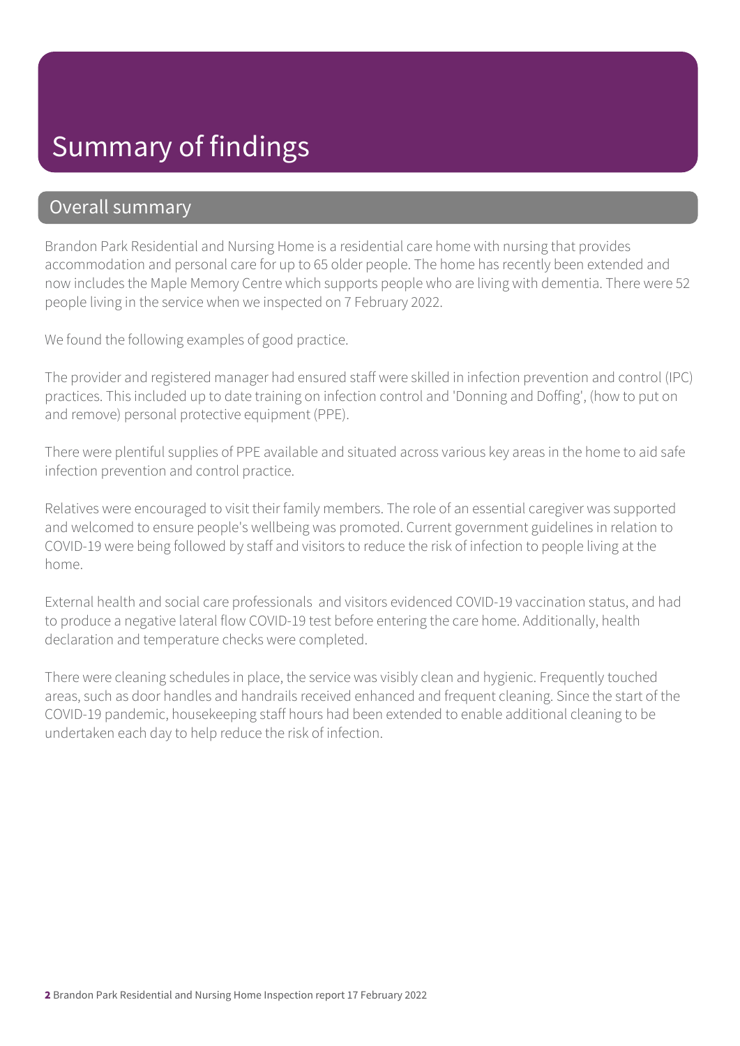# Summary of findings

## Overall summary

Brandon Park Residential and Nursing Home is a residential care home with nursing that provides accommodation and personal care for up to 65 older people. The home has recently been extended and now includes the Maple Memory Centre which supports people who are living with dementia. There were 52 people living in the service when we inspected on 7 February 2022.

We found the following examples of good practice.

The provider and registered manager had ensured staff were skilled in infection prevention and control (IPC) practices. This included up to date training on infection control and 'Donning and Doffing', (how to put on and remove) personal protective equipment (PPE).

There were plentiful supplies of PPE available and situated across various key areas in the home to aid safe infection prevention and control practice.

Relatives were encouraged to visit their family members. The role of an essential caregiver was supported and welcomed to ensure people's wellbeing was promoted. Current government guidelines in relation to COVID-19 were being followed by staff and visitors to reduce the risk of infection to people living at the home.

External health and social care professionals and visitors evidenced COVID-19 vaccination status, and had to produce a negative lateral flow COVID-19 test before entering the care home. Additionally, health declaration and temperature checks were completed.

There were cleaning schedules in place, the service was visibly clean and hygienic. Frequently touched areas, such as door handles and handrails received enhanced and frequent cleaning. Since the start of the COVID-19 pandemic, housekeeping staff hours had been extended to enable additional cleaning to be undertaken each day to help reduce the risk of infection.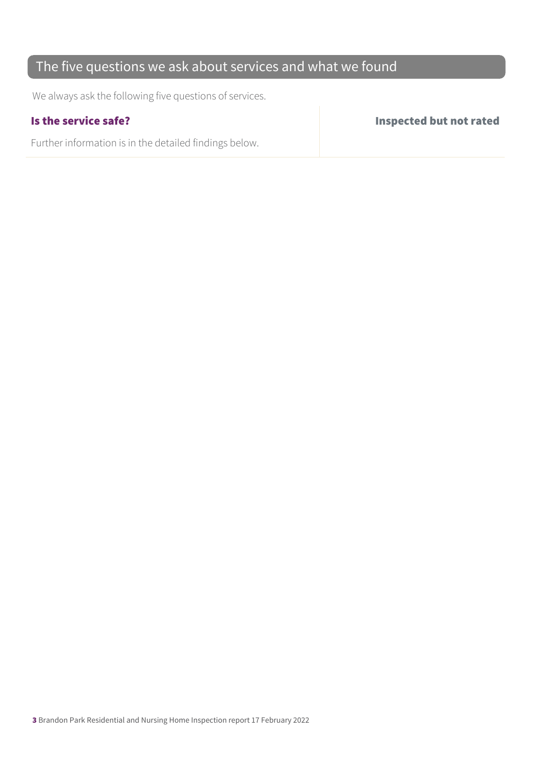## The five questions we ask about services and what we found

We always ask the following five questions of services.

| **Is the service safe?** | **Inspected but not rated** |
| --- | --- |
| Further information is in the detailed findings below. | |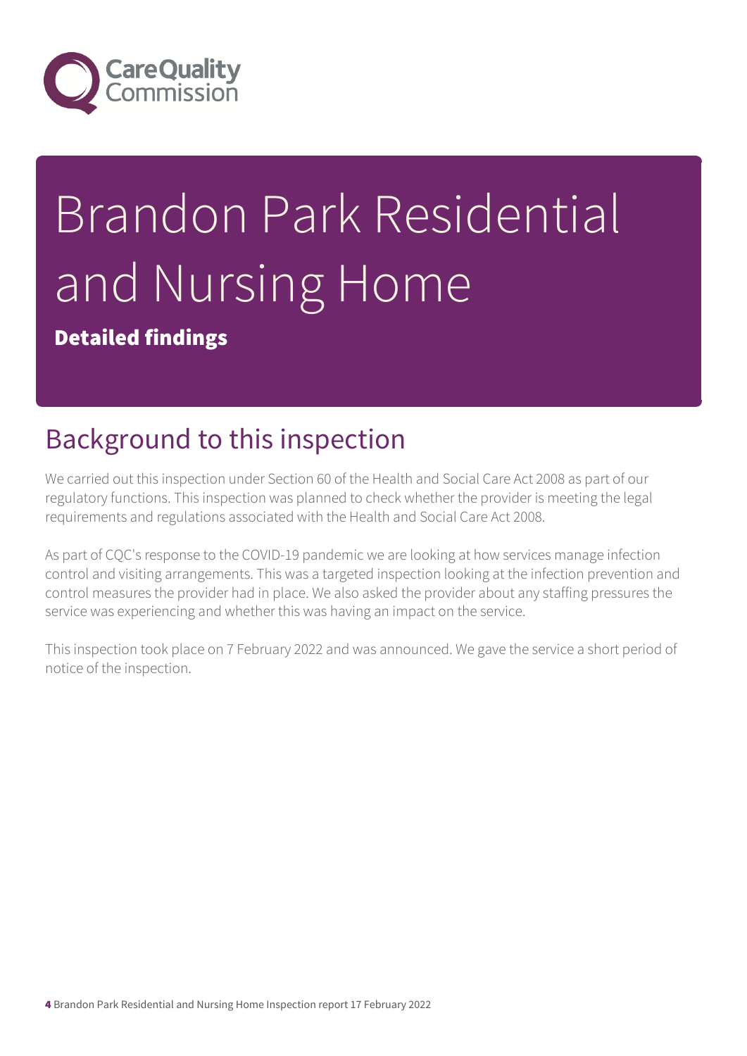# Brandon Park Residential and Nursing Home

**Detailed findings**

## Background to this inspection

We carried out this inspection under Section 60 of the Health and Social Care Act 2008 as part of our regulatory functions. This inspection was planned to check whether the provider is meeting the legal requirements and regulations associated with the Health and Social Care Act 2008.

As part of CQC's response to the COVID-19 pandemic we are looking at how services manage infection control and visiting arrangements. This was a targeted inspection looking at the infection prevention and control measures the provider had in place. We also asked the provider about any staffing pressures the service was experiencing and whether this was having an impact on the service.

This inspection took place on 7 February 2022 and was announced. We gave the service a short period of notice of the inspection.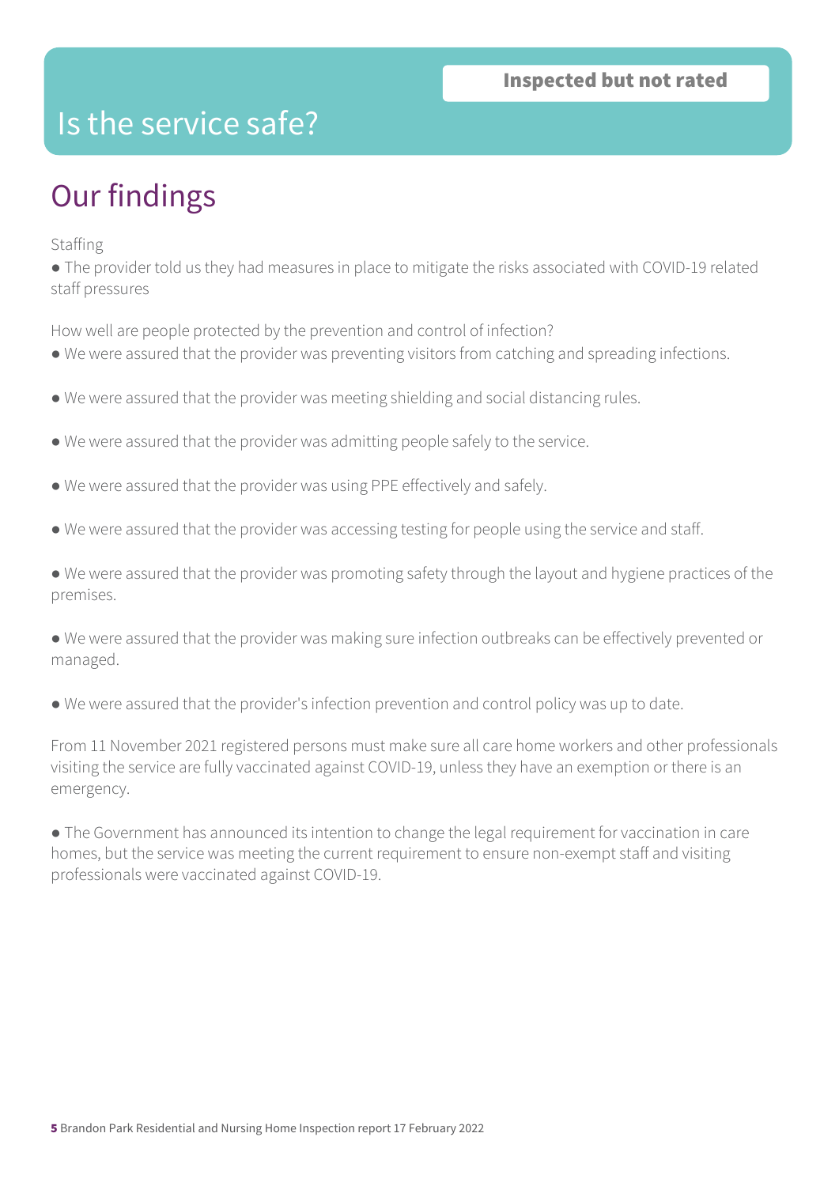# Is the service safe?

**Inspected but not rated**

## Our findings

Staffing

- The provider told us they had measures in place to mitigate the risks associated with COVID-19 related staff pressures

How well are people protected by the prevention and control of infection?

- We were assured that the provider was preventing visitors from catching and spreading infections.
- We were assured that the provider was meeting shielding and social distancing rules.
- We were assured that the provider was admitting people safely to the service.
- We were assured that the provider was using PPE effectively and safely.
- We were assured that the provider was accessing testing for people using the service and staff.
- We were assured that the provider was promoting safety through the layout and hygiene practices of the premises.
- We were assured that the provider was making sure infection outbreaks can be effectively prevented or managed.
- We were assured that the provider's infection prevention and control policy was up to date.

From 11 November 2021 registered persons must make sure all care home workers and other professionals visiting the service are fully vaccinated against COVID-19, unless they have an exemption or there is an emergency.

- The Government has announced its intention to change the legal requirement for vaccination in care homes, but the service was meeting the current requirement to ensure non-exempt staff and visiting professionals were vaccinated against COVID-19.